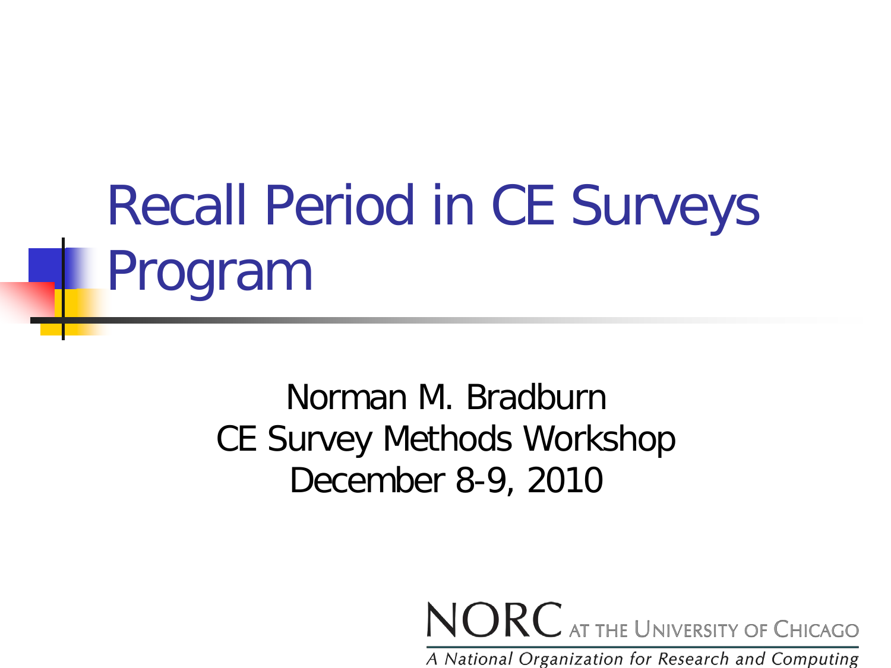# Recall Period in CE Surveys Program

Norman M. Bradburn
CE Survey Methods Workshop
December 8-9, 2010

NORC AT THE UNIVERSITY OF CHICAGO
*A National Organization for Research and Computing*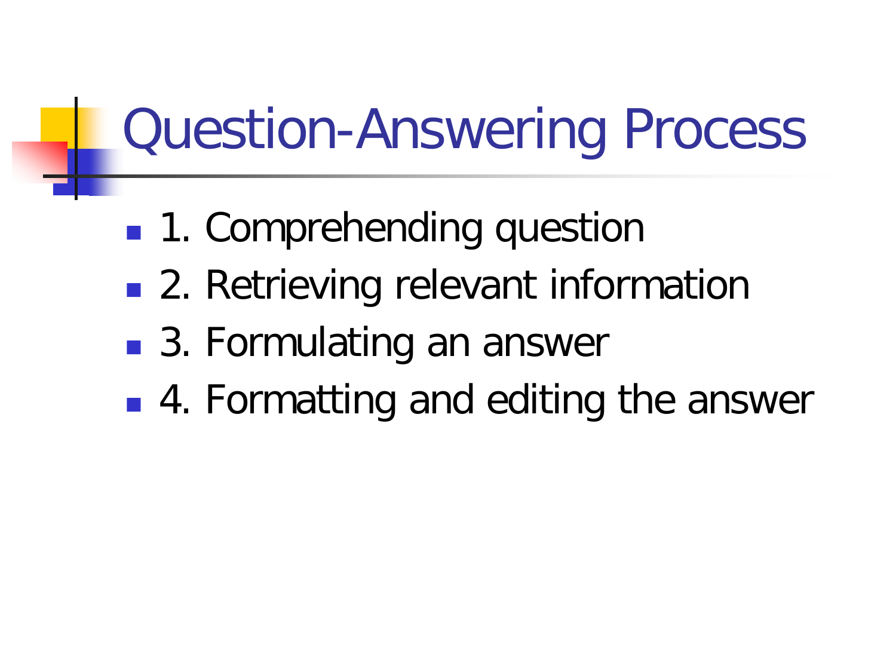# Question-Answering Process

- 1. Comprehending question
- 2. Retrieving relevant information
- 3. Formulating an answer
- 4. Formatting and editing the answer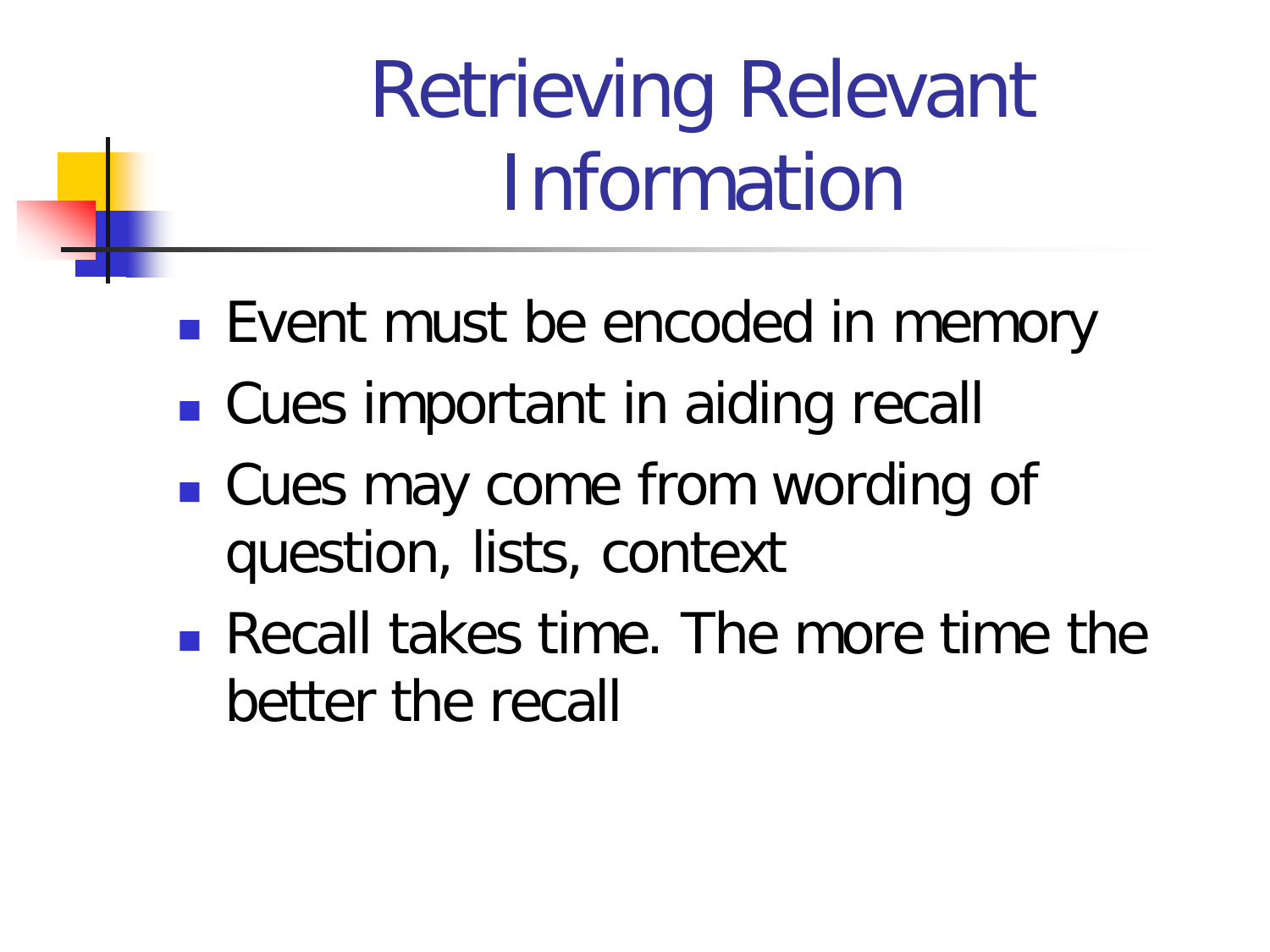# Retrieving Relevant Information

- Event must be encoded in memory
- Cues important in aiding recall
- Cues may come from wording of question, lists, context
- Recall takes time. The more time the better the recall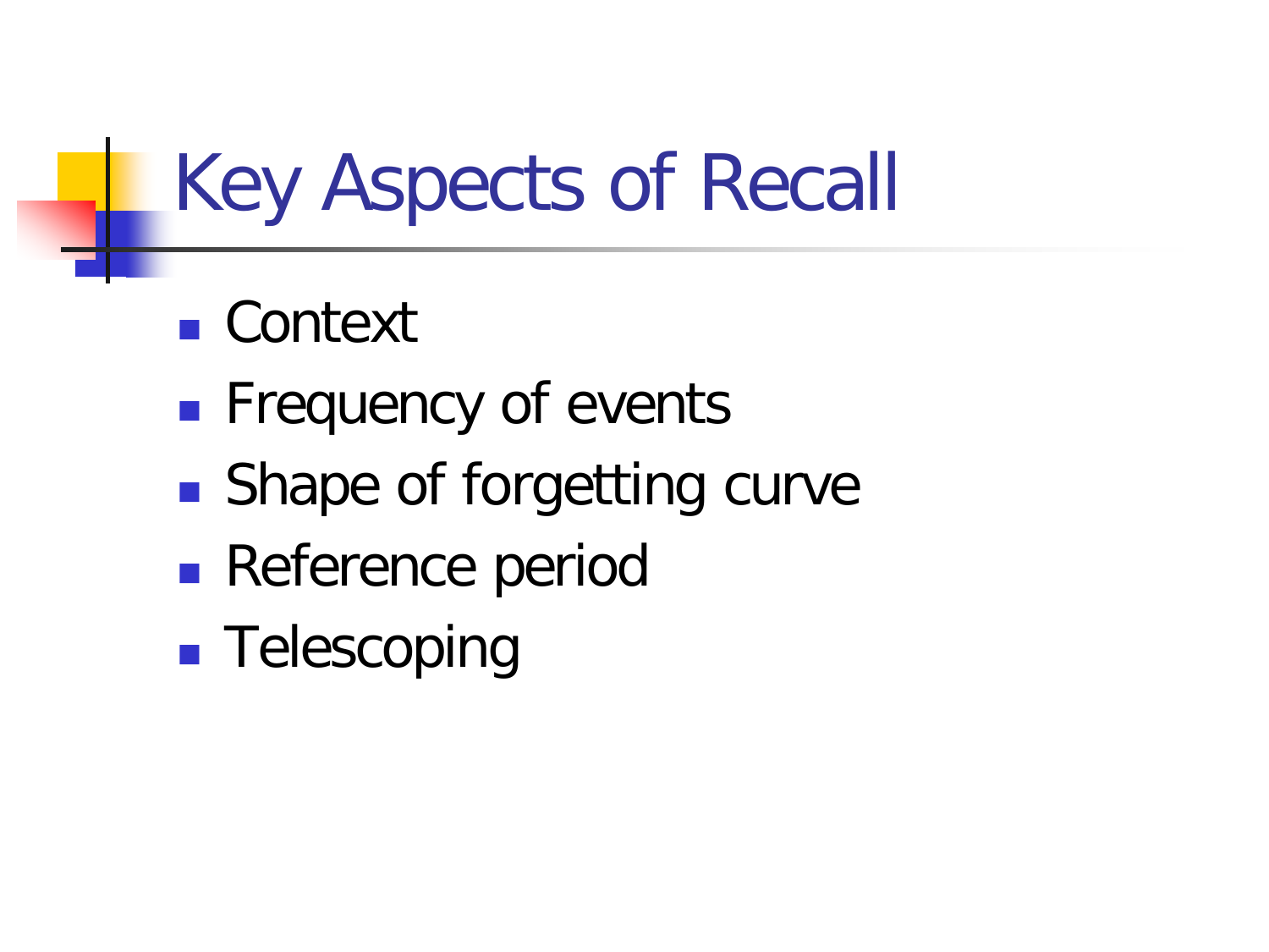# Key Aspects of Recall

- Context
- Frequency of events
- Shape of forgetting curve
- Reference period
- Telescoping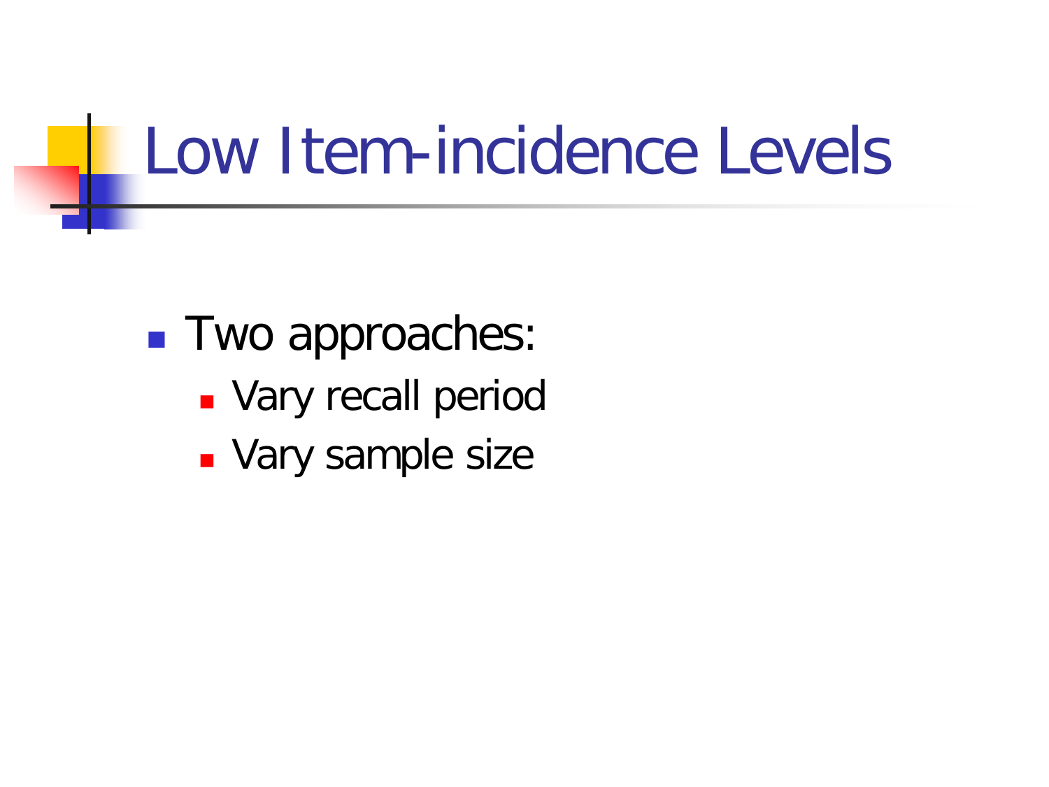# Low Item-incidence Levels

- Two approaches:
  - Vary recall period
  - Vary sample size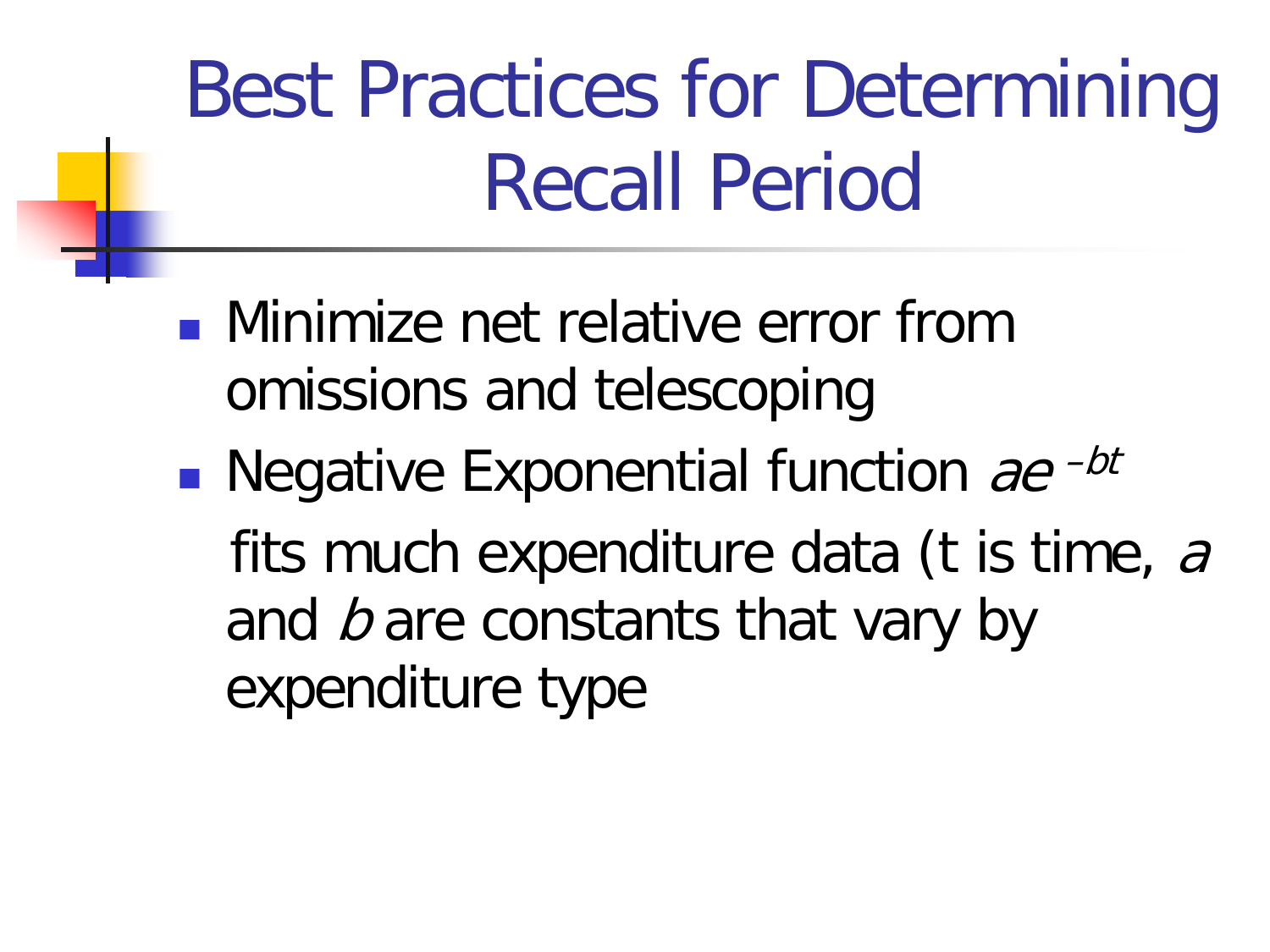# Best Practices for Determining Recall Period

- Minimize net relative error from omissions and telescoping
- Negative Exponential function $ae^{-bt}$ fits much expenditure data (t is time, $a$ and $b$ are constants that vary by expenditure type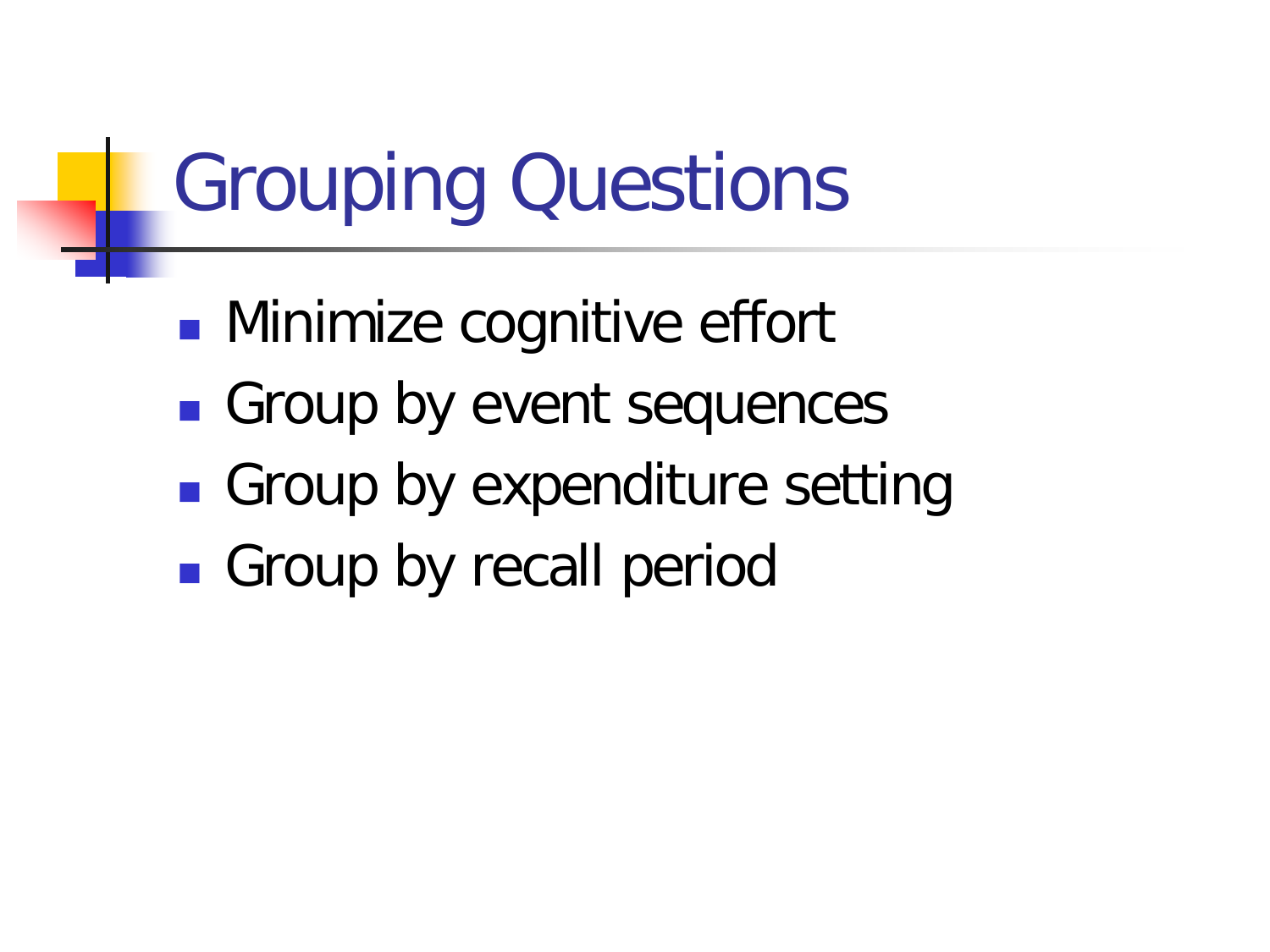# Grouping Questions

- Minimize cognitive effort
- Group by event sequences
- Group by expenditure setting
- Group by recall period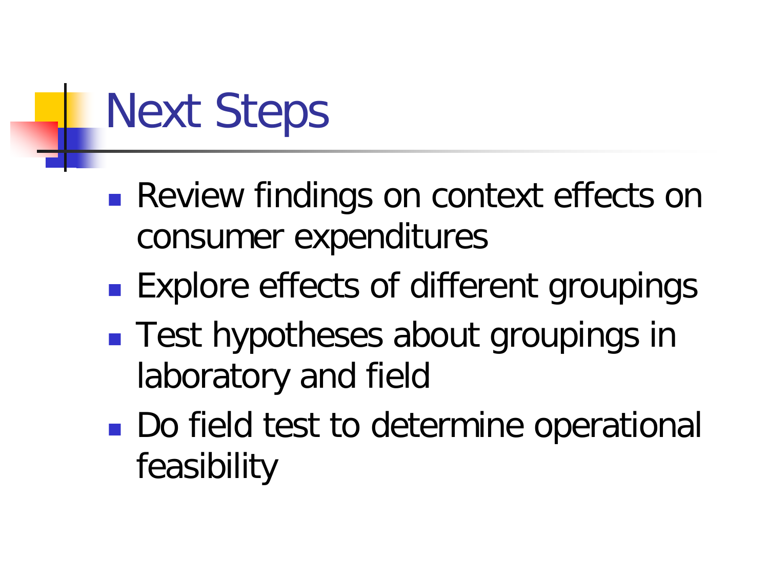# Next Steps

- Review findings on context effects on consumer expenditures
- Explore effects of different groupings
- Test hypotheses about groupings in laboratory and field
- Do field test to determine operational feasibility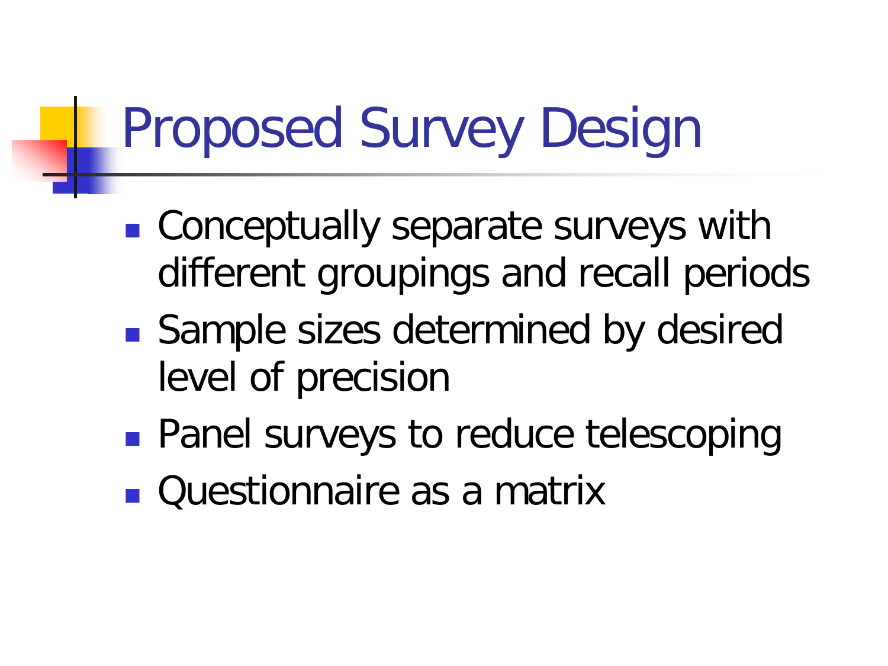# Proposed Survey Design

- Conceptually separate surveys with different groupings and recall periods
- Sample sizes determined by desired level of precision
- Panel surveys to reduce telescoping
- Questionnaire as a matrix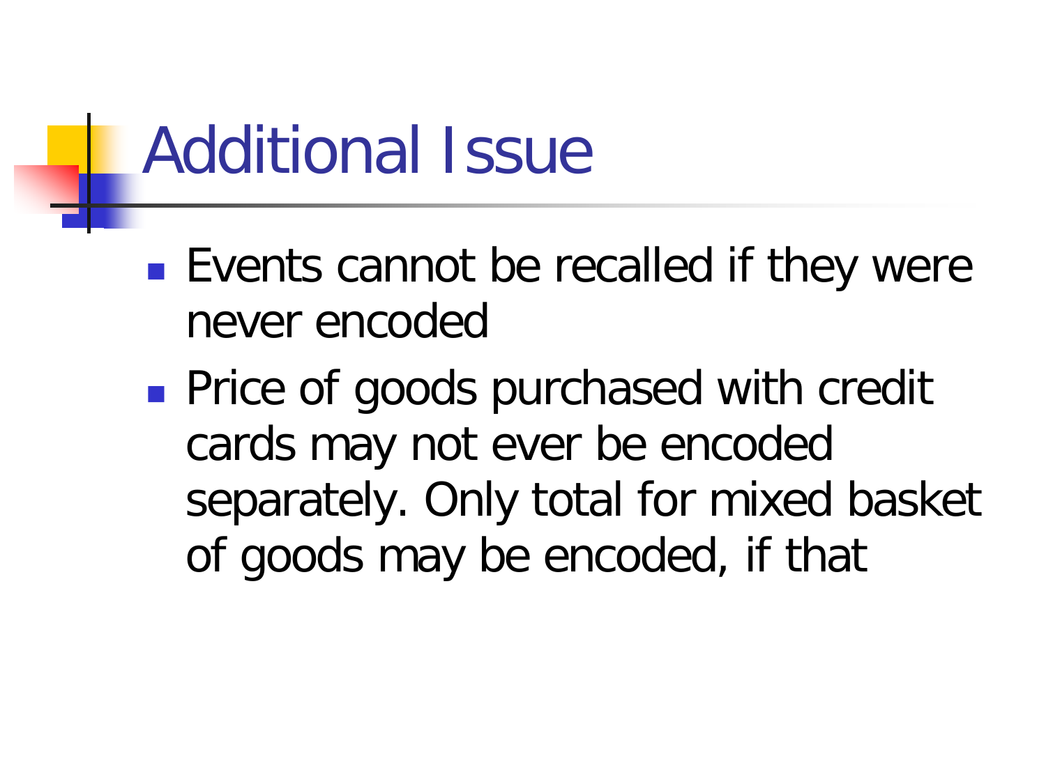# Additional Issue

- Events cannot be recalled if they were never encoded
- Price of goods purchased with credit cards may not ever be encoded separately. Only total for mixed basket of goods may be encoded, if that